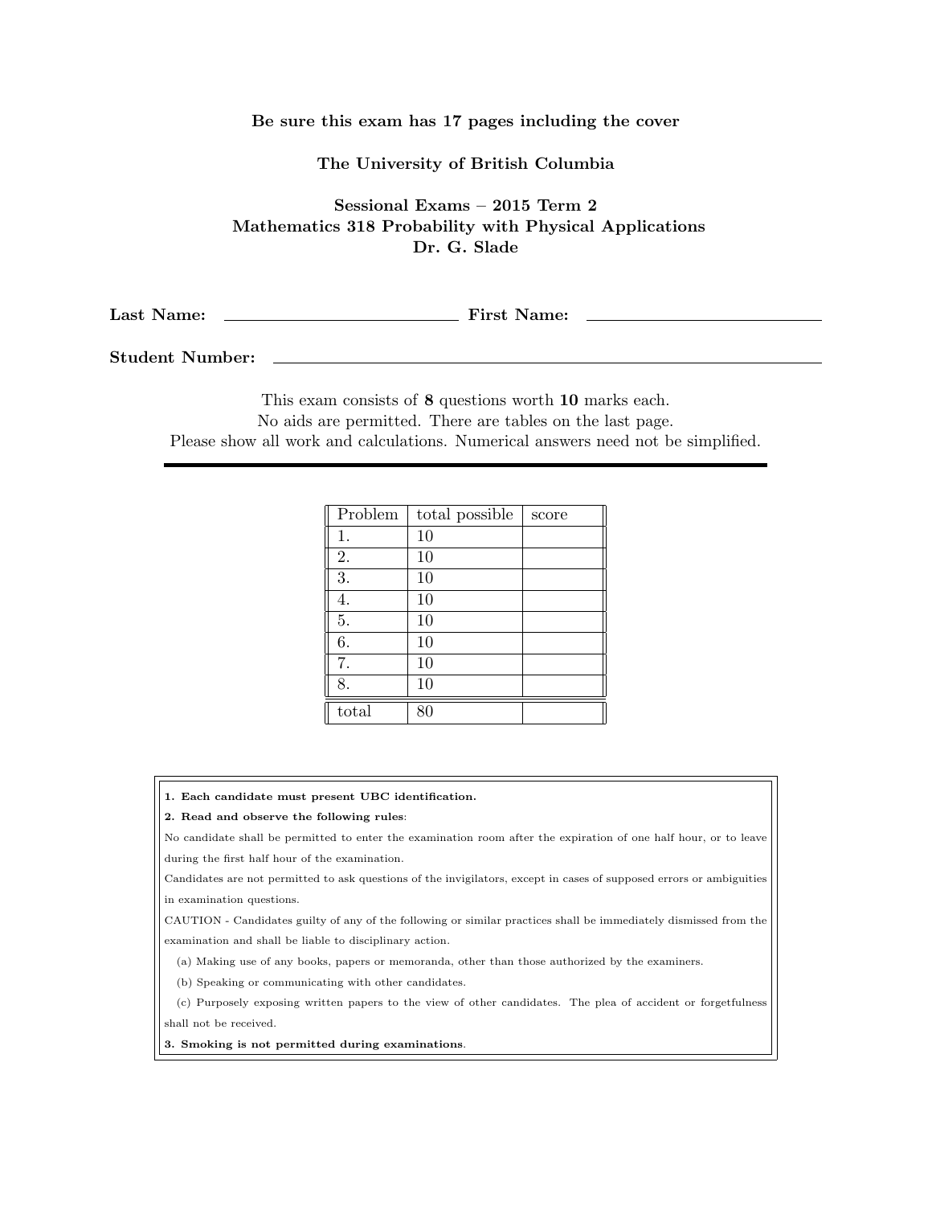**Be sure this exam has 17 pages including the cover**

**The University of British Columbia**

**Sessional Exams – 2015 Term 2**
**Mathematics 318 Probability with Physical Applications**
**Dr. G. Slade**

**Last Name:** ____________________ **First Name:** ____________________

**Student Number:** ________________________________________

This exam consists of **8** questions worth **10** marks each.
No aids are permitted. There are tables on the last page.
Please show all work and calculations. Numerical answers need not be simplified.

---

| Problem | total possible | score |
|---|---|---|
| 1. | 10 | |
| 2. | 10 | |
| 3. | 10 | |
| 4. | 10 | |
| 5. | 10 | |
| 6. | 10 | |
| 7. | 10 | |
| 8. | 10 | |
| total | 80 | |

**1. Each candidate must present UBC identification.**

**2. Read and observe the following rules**:

No candidate shall be permitted to enter the examination room after the expiration of one half hour, or to leave during the first half hour of the examination.

Candidates are not permitted to ask questions of the invigilators, except in cases of supposed errors or ambiguities in examination questions.

CAUTION - Candidates guilty of any of the following or similar practices shall be immediately dismissed from the examination and shall be liable to disciplinary action.

(a) Making use of any books, papers or memoranda, other than those authorized by the examiners.

(b) Speaking or communicating with other candidates.

(c) Purposely exposing written papers to the view of other candidates. The plea of accident or forgetfulness shall not be received.

**3. Smoking is not permitted during examinations**.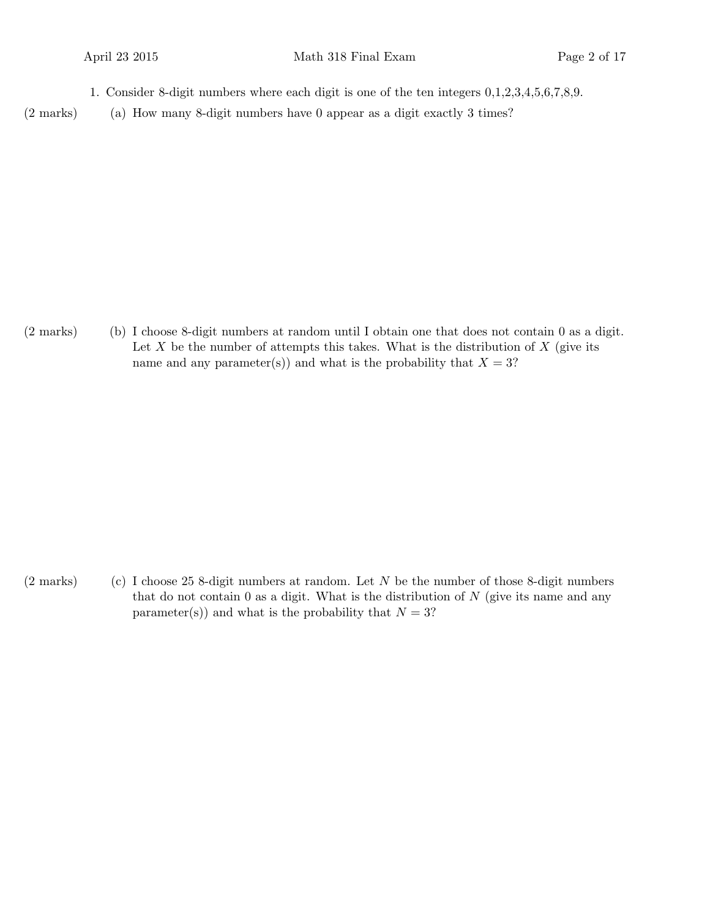1. Consider 8-digit numbers where each digit is one of the ten integers 0,1,2,3,4,5,6,7,8,9.

(2 marks) (a) How many 8-digit numbers have 0 appear as a digit exactly 3 times?

(2 marks) (b) I choose 8-digit numbers at random until I obtain one that does not contain 0 as a digit. Let $X$ be the number of attempts this takes. What is the distribution of $X$ (give its name and any parameter(s)) and what is the probability that $X = 3$?

(2 marks) (c) I choose 25 8-digit numbers at random. Let $N$ be the number of those 8-digit numbers that do not contain 0 as a digit. What is the distribution of $N$ (give its name and any parameter(s)) and what is the probability that $N = 3$?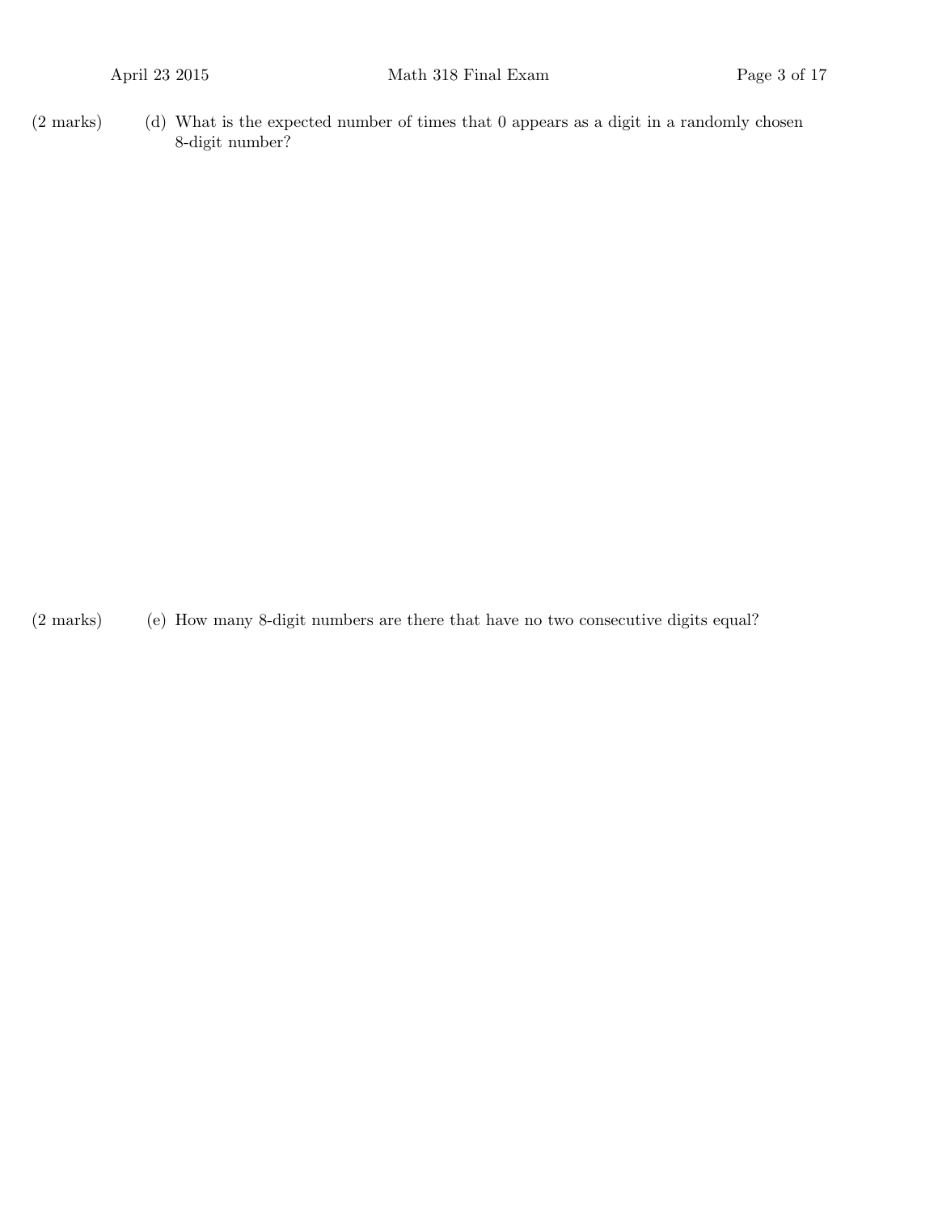(2 marks) (d) What is the expected number of times that 0 appears as a digit in a randomly chosen 8-digit number?

(2 marks) (e) How many 8-digit numbers are there that have no two consecutive digits equal?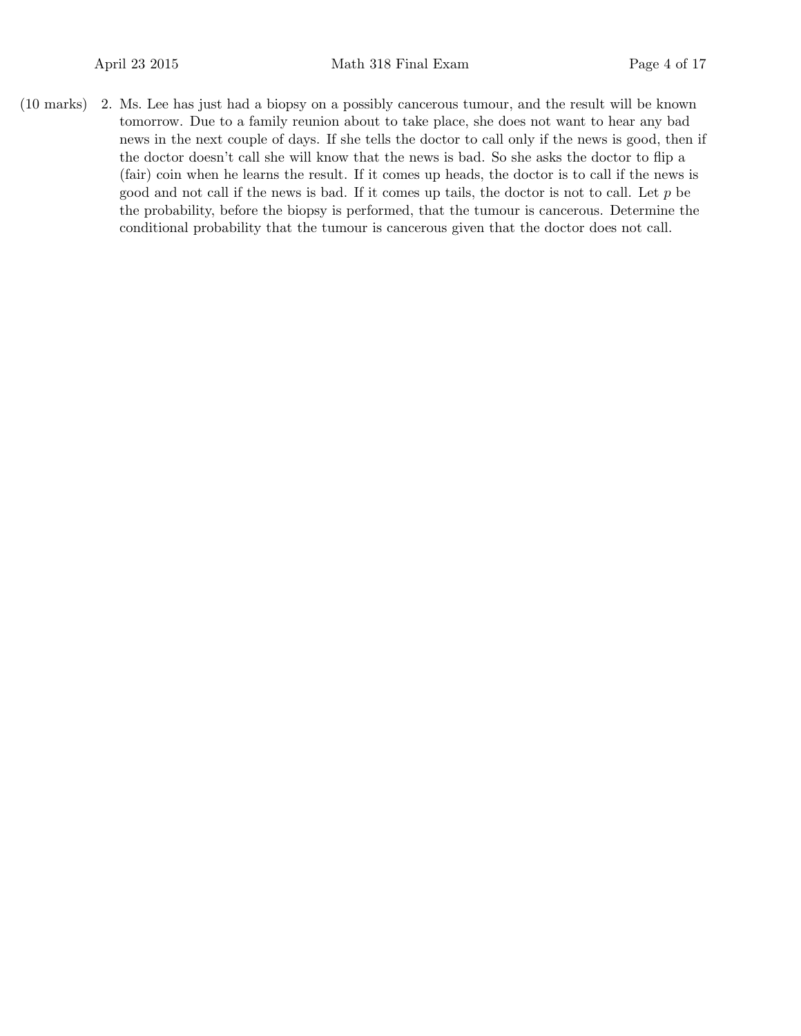(10 marks) 2. Ms. Lee has just had a biopsy on a possibly cancerous tumour, and the result will be known tomorrow. Due to a family reunion about to take place, she does not want to hear any bad news in the next couple of days. If she tells the doctor to call only if the news is good, then if the doctor doesn't call she will know that the news is bad. So she asks the doctor to flip a (fair) coin when he learns the result. If it comes up heads, the doctor is to call if the news is good and not call if the news is bad. If it comes up tails, the doctor is not to call. Let $p$ be the probability, before the biopsy is performed, that the tumour is cancerous. Determine the conditional probability that the tumour is cancerous given that the doctor does not call.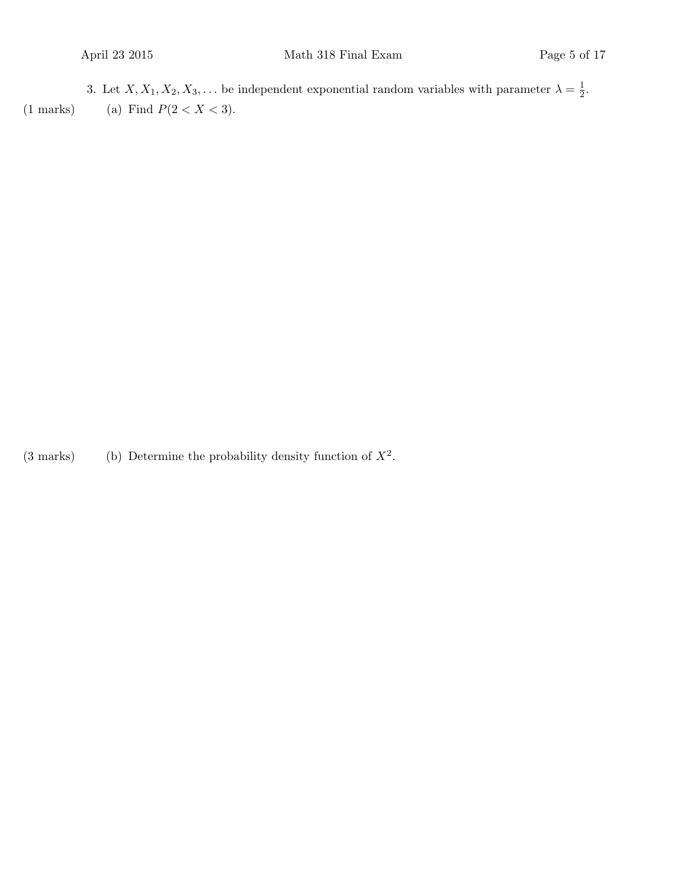3. Let $X, X_1, X_2, X_3, \ldots$ be independent exponential random variables with parameter $\lambda = \frac{1}{2}$.

(1 marks) (a) Find $P(2 < X < 3)$.

(3 marks) (b) Determine the probability density function of $X^2$.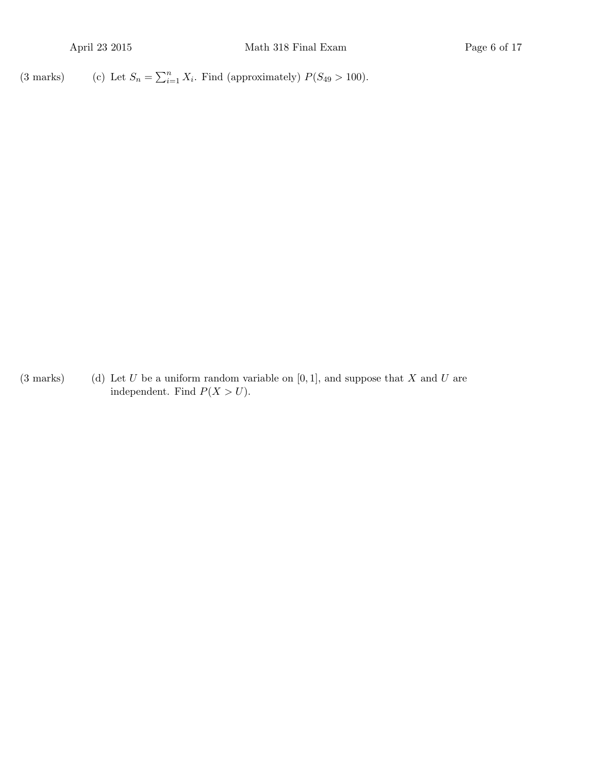(3 marks) (c) Let $S_n = \sum_{i=1}^{n} X_i$. Find (approximately) $P(S_{49} > 100)$.

(3 marks) (d) Let $U$ be a uniform random variable on $[0, 1]$, and suppose that $X$ and $U$ are independent. Find $P(X > U)$.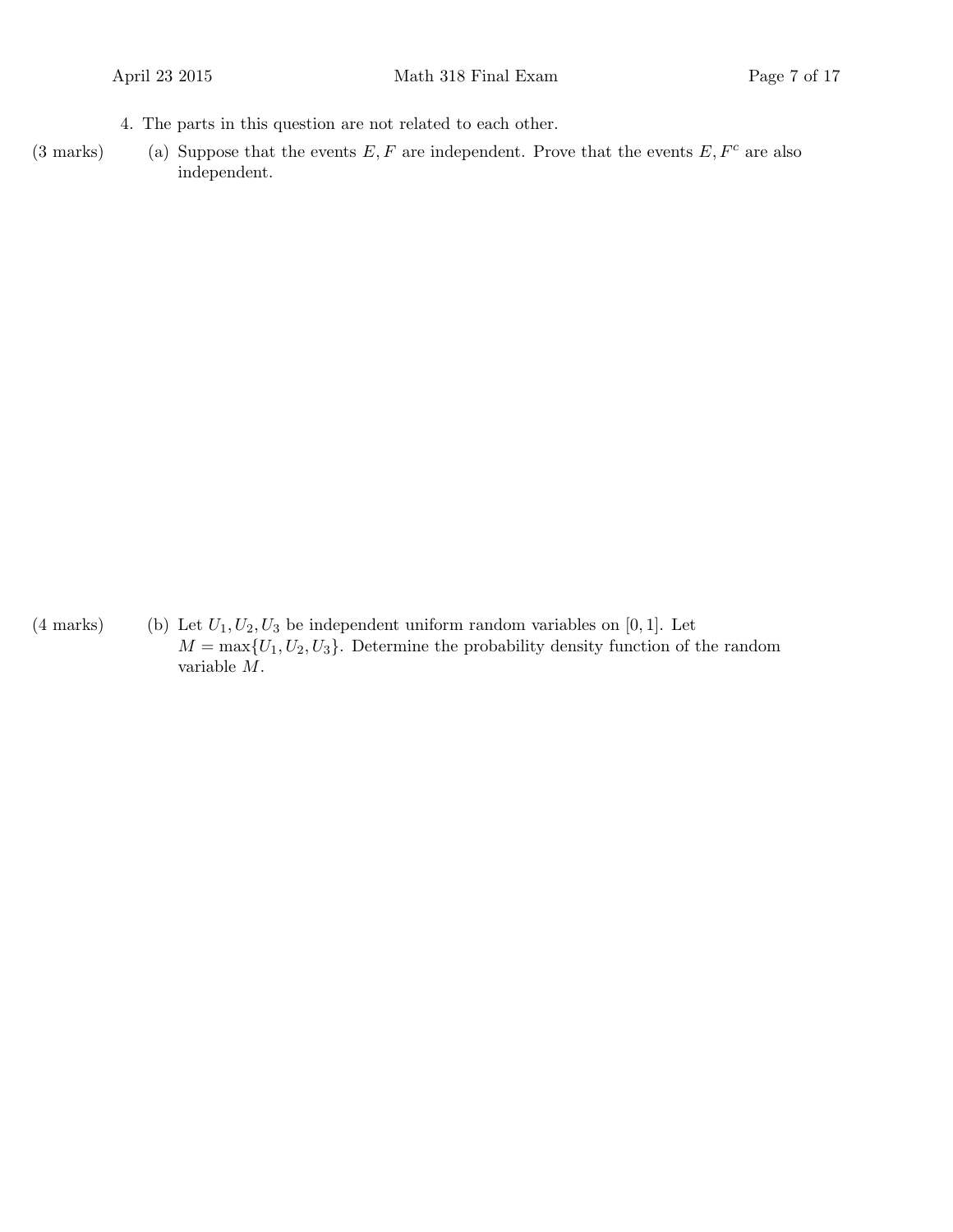4. The parts in this question are not related to each other.

(3 marks) (a) Suppose that the events $E, F$ are independent. Prove that the events $E, F^c$ are also independent.

(4 marks) (b) Let $U_1, U_2, U_3$ be independent uniform random variables on $[0, 1]$. Let $M = \max\{U_1, U_2, U_3\}$. Determine the probability density function of the random variable $M$.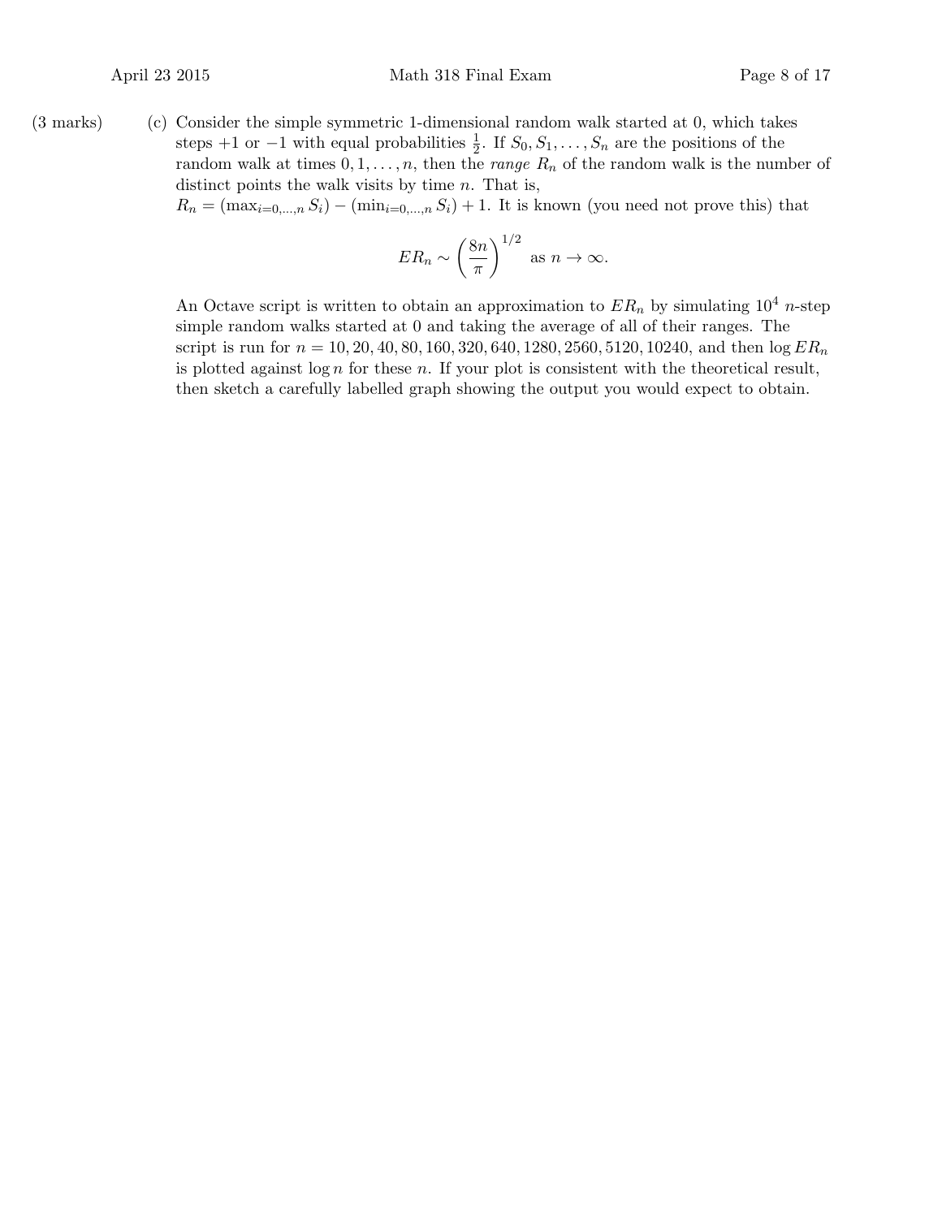(3 marks) (c) Consider the simple symmetric 1-dimensional random walk started at 0, which takes steps $+1$ or $-1$ with equal probabilities $\frac{1}{2}$. If $S_0, S_1, \ldots, S_n$ are the positions of the random walk at times $0, 1, \ldots, n$, then the *range* $R_n$ of the random walk is the number of distinct points the walk visits by time $n$. That is, $R_n = (\max_{i=0,\ldots,n} S_i) - (\min_{i=0,\ldots,n} S_i) + 1$. It is known (you need not prove this) that

$$ER_n \sim \left(\frac{8n}{\pi}\right)^{1/2} \quad \text{as } n \to \infty.$$

An Octave script is written to obtain an approximation to $ER_n$ by simulating $10^4$ $n$-step simple random walks started at 0 and taking the average of all of their ranges. The script is run for $n = 10, 20, 40, 80, 160, 320, 640, 1280, 2560, 5120, 10240$, and then $\log ER_n$ is plotted against $\log n$ for these $n$. If your plot is consistent with the theoretical result, then sketch a carefully labelled graph showing the output you would expect to obtain.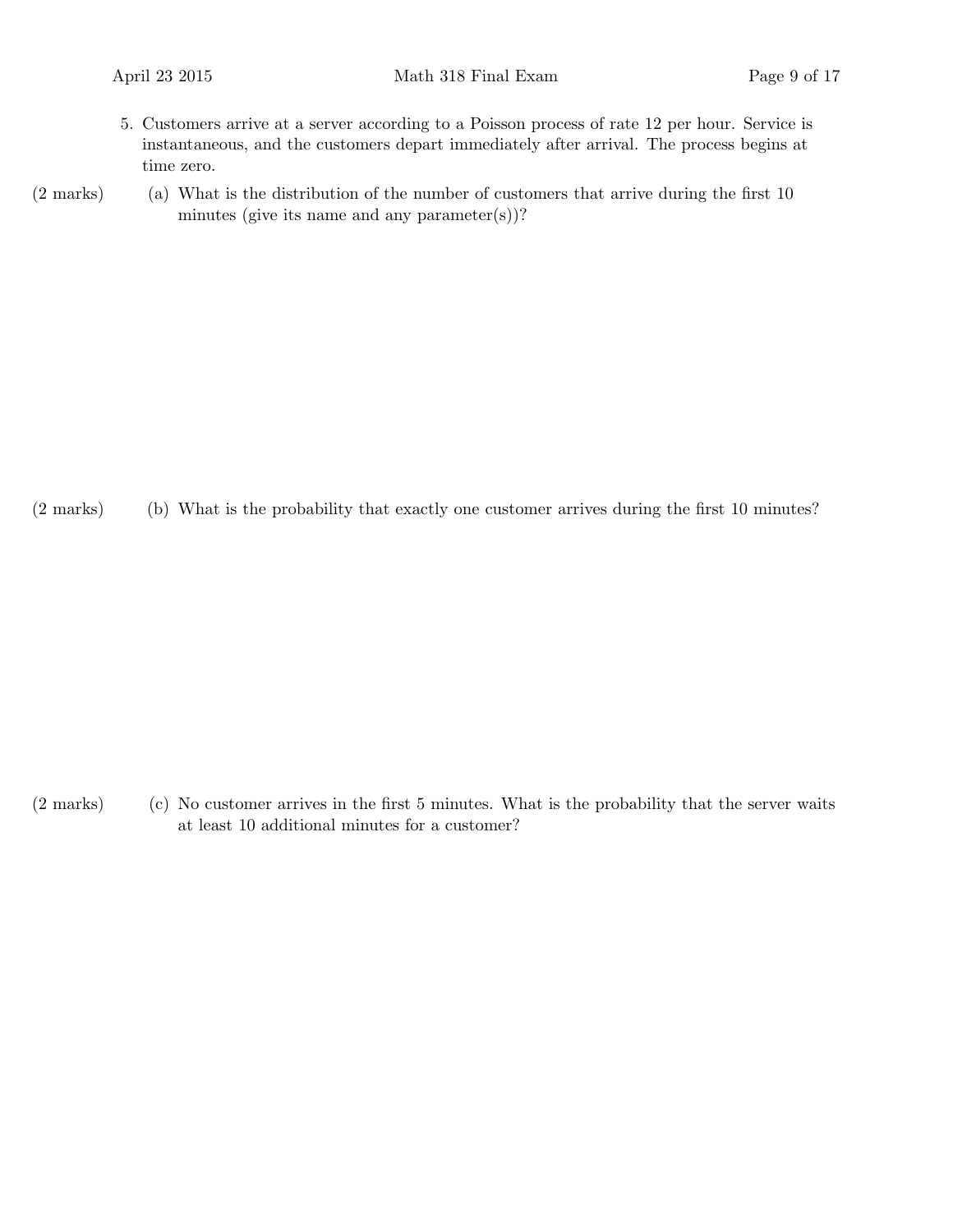5. Customers arrive at a server according to a Poisson process of rate 12 per hour. Service is instantaneous, and the customers depart immediately after arrival. The process begins at time zero.

(2 marks) (a) What is the distribution of the number of customers that arrive during the first 10 minutes (give its name and any parameter(s))?

(2 marks) (b) What is the probability that exactly one customer arrives during the first 10 minutes?

(2 marks) (c) No customer arrives in the first 5 minutes. What is the probability that the server waits at least 10 additional minutes for a customer?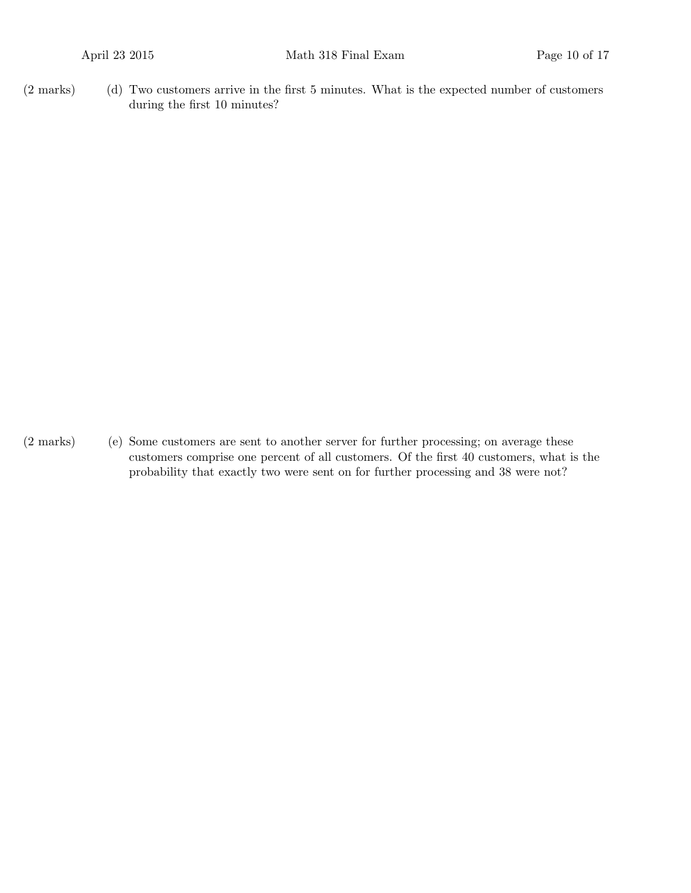(2 marks) (d) Two customers arrive in the first 5 minutes. What is the expected number of customers during the first 10 minutes?

(2 marks) (e) Some customers are sent to another server for further processing; on average these customers comprise one percent of all customers. Of the first 40 customers, what is the probability that exactly two were sent on for further processing and 38 were not?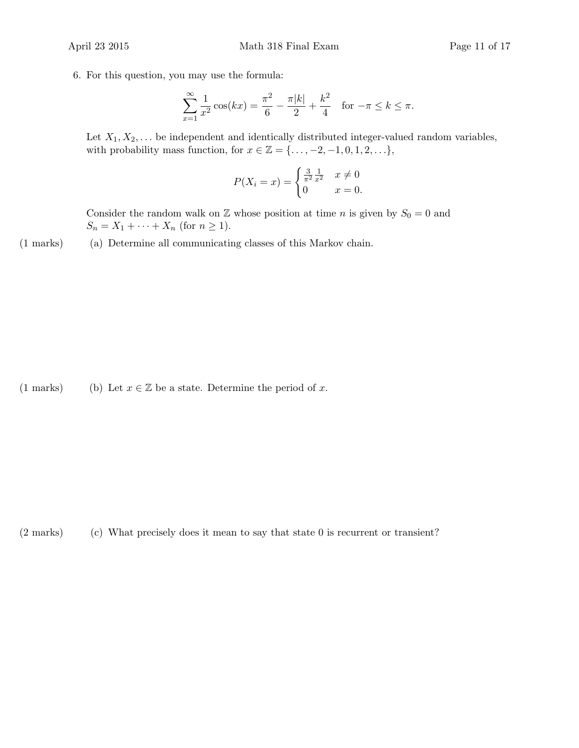6. For this question, you may use the formula:

$$\sum_{x=1}^{\infty} \frac{1}{x^2} \cos(kx) = \frac{\pi^2}{6} - \frac{\pi|k|}{2} + \frac{k^2}{4} \quad \text{for } -\pi \leq k \leq \pi.$$

Let $X_1, X_2, \ldots$ be independent and identically distributed integer-valued random variables, with probability mass function, for $x \in \mathbb{Z} = \{\ldots, -2, -1, 0, 1, 2, \ldots\}$,

$$P(X_i = x) = \begin{cases} \frac{3}{\pi^2} \frac{1}{x^2} & x \neq 0 \\ 0 & x = 0. \end{cases}$$

Consider the random walk on $\mathbb{Z}$ whose position at time $n$ is given by $S_0 = 0$ and $S_n = X_1 + \cdots + X_n$ (for $n \geq 1$).

(1 marks) (a) Determine all communicating classes of this Markov chain.

(1 marks) (b) Let $x \in \mathbb{Z}$ be a state. Determine the period of $x$.

(2 marks) (c) What precisely does it mean to say that state 0 is recurrent or transient?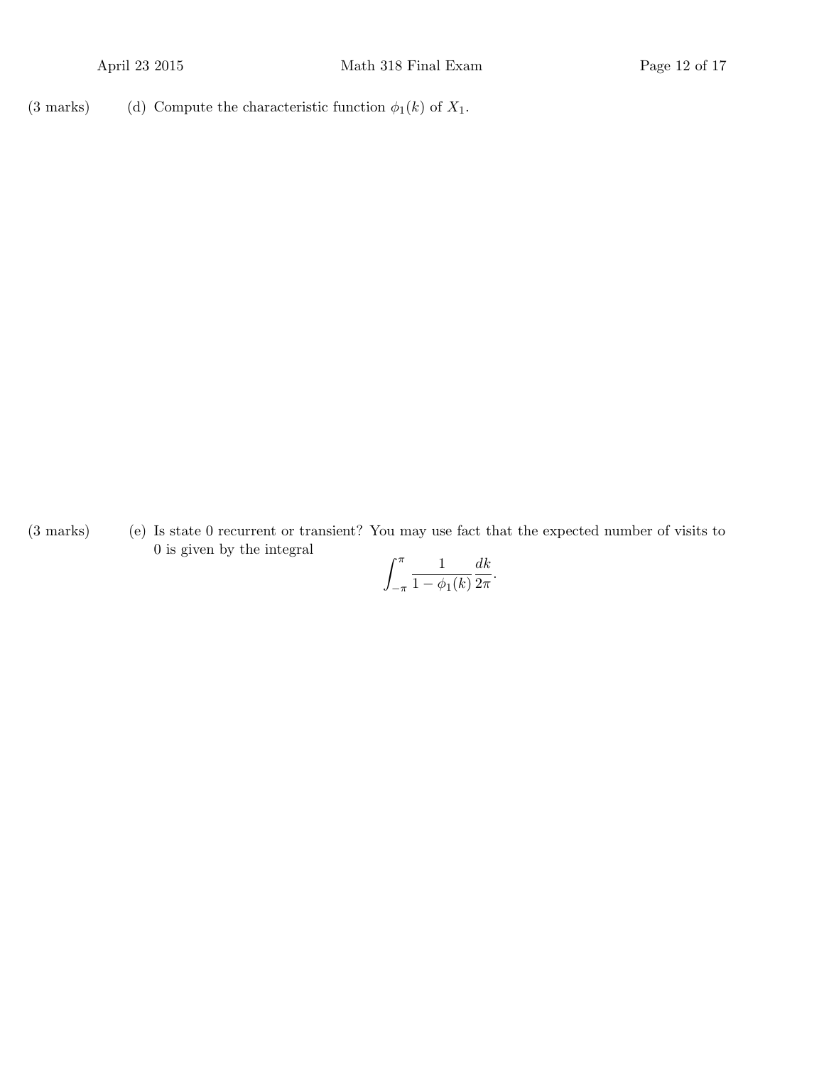(3 marks) (d) Compute the characteristic function $\phi_1(k)$ of $X_1$.

(3 marks) (e) Is state 0 recurrent or transient? You may use fact that the expected number of visits to 0 is given by the integral

$$\int_{-\pi}^{\pi} \frac{1}{1 - \phi_1(k)} \frac{dk}{2\pi}.$$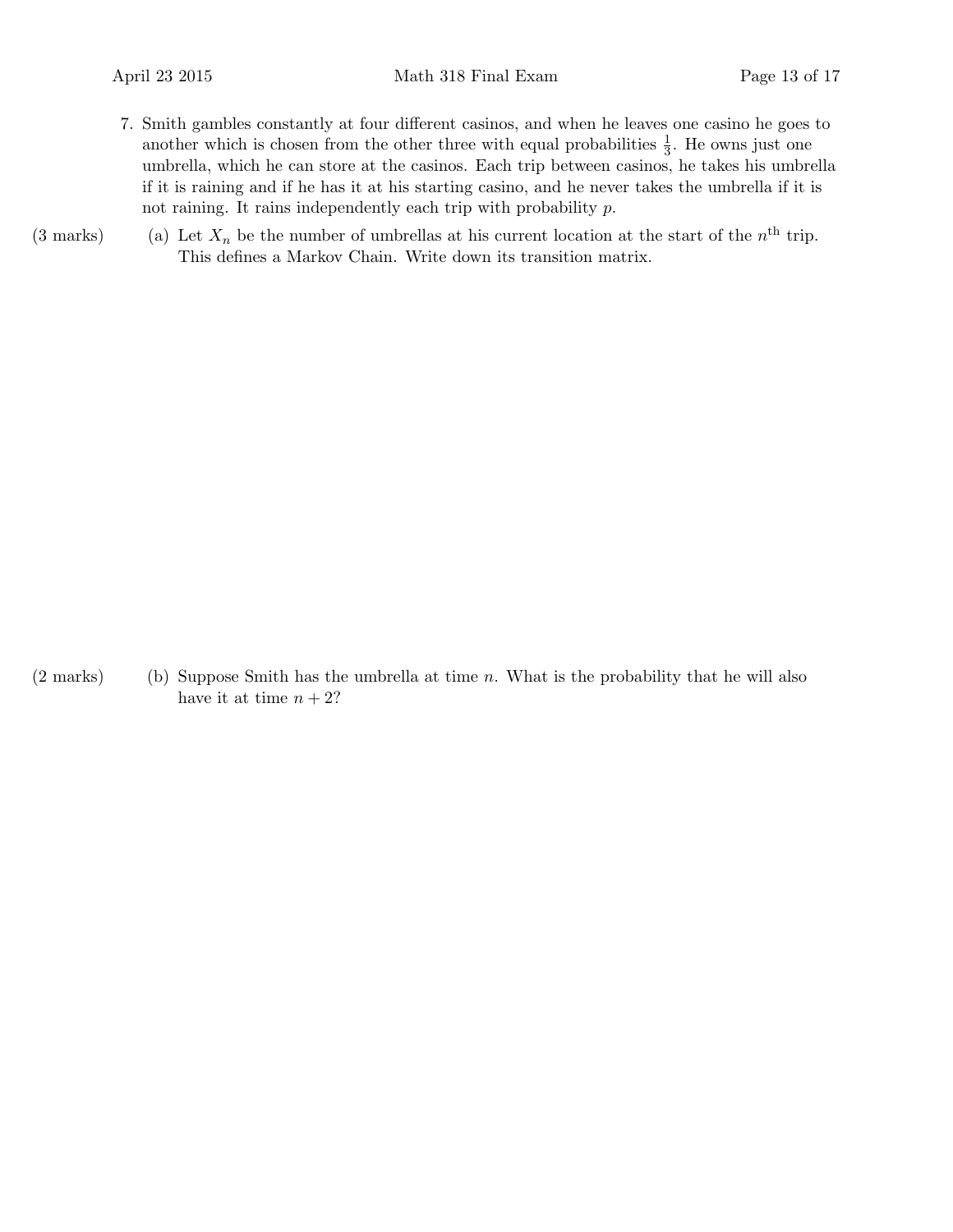7. Smith gambles constantly at four different casinos, and when he leaves one casino he goes to another which is chosen from the other three with equal probabilities $\frac{1}{3}$. He owns just one umbrella, which he can store at the casinos. Each trip between casinos, he takes his umbrella if it is raining and if he has it at his starting casino, and he never takes the umbrella if it is not raining. It rains independently each trip with probability $p$.

(3 marks) (a) Let $X_n$ be the number of umbrellas at his current location at the start of the $n^{\text{th}}$ trip. This defines a Markov Chain. Write down its transition matrix.

(2 marks) (b) Suppose Smith has the umbrella at time $n$. What is the probability that he will also have it at time $n+2$?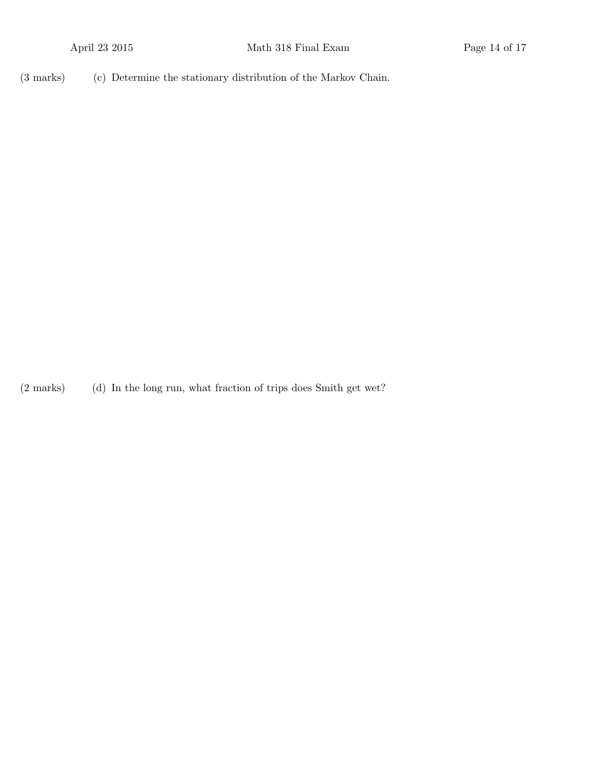(3 marks) (c) Determine the stationary distribution of the Markov Chain.

(2 marks) (d) In the long run, what fraction of trips does Smith get wet?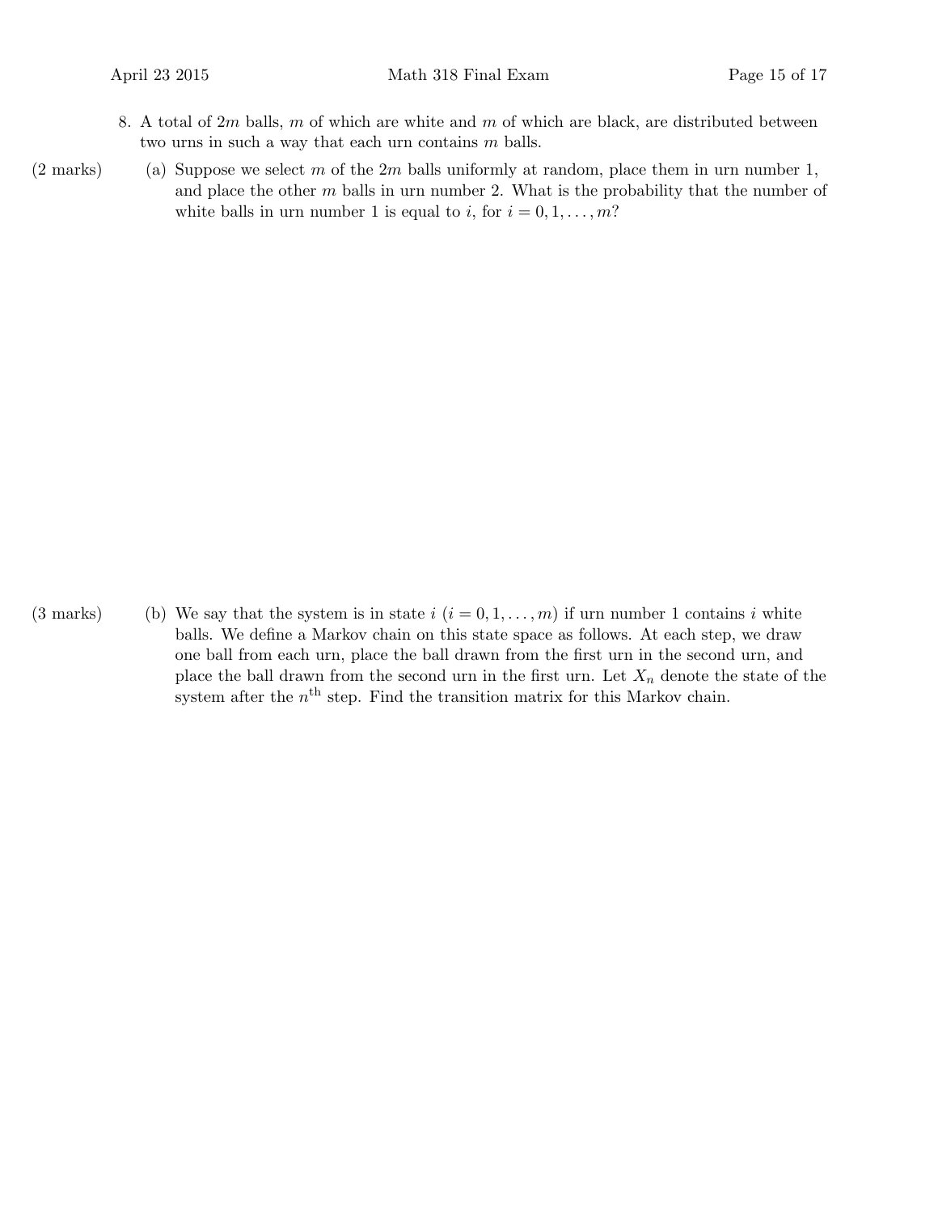8. A total of $2m$ balls, $m$ of which are white and $m$ of which are black, are distributed between two urns in such a way that each urn contains $m$ balls.

(2 marks) (a) Suppose we select $m$ of the $2m$ balls uniformly at random, place them in urn number 1, and place the other $m$ balls in urn number 2. What is the probability that the number of white balls in urn number 1 is equal to $i$, for $i = 0, 1, \ldots, m$?

(3 marks) (b) We say that the system is in state $i$ ($i = 0, 1, \ldots, m$) if urn number 1 contains $i$ white balls. We define a Markov chain on this state space as follows. At each step, we draw one ball from each urn, place the ball drawn from the first urn in the second urn, and place the ball drawn from the second urn in the first urn. Let $X_n$ denote the state of the system after the $n^{\text{th}}$ step. Find the transition matrix for this Markov chain.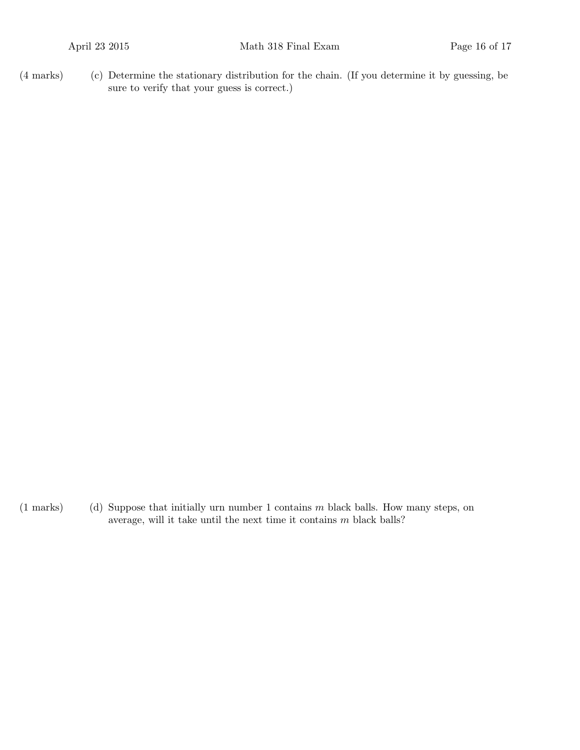(4 marks) (c) Determine the stationary distribution for the chain. (If you determine it by guessing, be sure to verify that your guess is correct.)

(1 marks) (d) Suppose that initially urn number 1 contains $m$ black balls. How many steps, on average, will it take until the next time it contains $m$ black balls?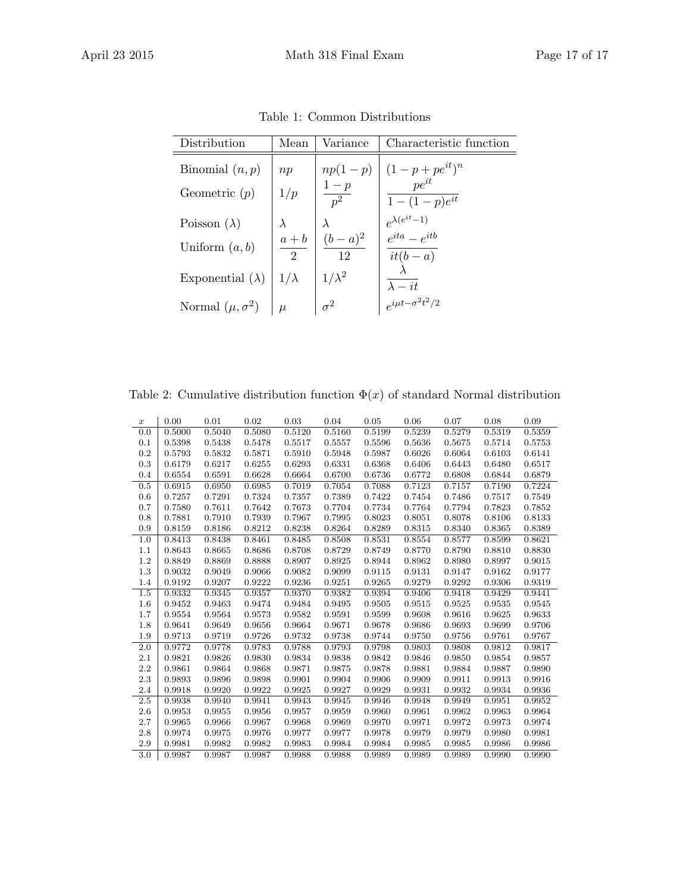Table 1: Common Distributions

| Distribution | Mean | Variance | Characteristic function |
|---|---|---|---|
| Binomial $(n, p)$ | $np$ | $np(1-p)$ | $(1-p+pe^{it})^n$ |
| Geometric $(p)$ | $1/p$ | $\dfrac{1-p}{p^2}$ | $\dfrac{pe^{it}}{1-(1-p)e^{it}}$ |
| Poisson $(\lambda)$ | $\lambda$ | $\lambda$ | $e^{\lambda(e^{it}-1)}$ |
| Uniform $(a, b)$ | $\dfrac{a+b}{2}$ | $\dfrac{(b-a)^2}{12}$ | $\dfrac{e^{ita}-e^{itb}}{it(b-a)}$ |
| Exponential $(\lambda)$ | $1/\lambda$ | $1/\lambda^2$ | $\dfrac{\lambda}{\lambda - it}$ |
| Normal $(\mu, \sigma^2)$ | $\mu$ | $\sigma^2$ | $e^{i\mu t - \sigma^2 t^2/2}$ |

Table 2: Cumulative distribution function $\Phi(x)$ of standard Normal distribution

| $x$ | 0.00 | 0.01 | 0.02 | 0.03 | 0.04 | 0.05 | 0.06 | 0.07 | 0.08 | 0.09 |
|---|---|---|---|---|---|---|---|---|---|---|
| 0.0 | 0.5000 | 0.5040 | 0.5080 | 0.5120 | 0.5160 | 0.5199 | 0.5239 | 0.5279 | 0.5319 | 0.5359 |
| 0.1 | 0.5398 | 0.5438 | 0.5478 | 0.5517 | 0.5557 | 0.5596 | 0.5636 | 0.5675 | 0.5714 | 0.5753 |
| 0.2 | 0.5793 | 0.5832 | 0.5871 | 0.5910 | 0.5948 | 0.5987 | 0.6026 | 0.6064 | 0.6103 | 0.6141 |
| 0.3 | 0.6179 | 0.6217 | 0.6255 | 0.6293 | 0.6331 | 0.6368 | 0.6406 | 0.6443 | 0.6480 | 0.6517 |
| 0.4 | 0.6554 | 0.6591 | 0.6628 | 0.6664 | 0.6700 | 0.6736 | 0.6772 | 0.6808 | 0.6844 | 0.6879 |
| 0.5 | 0.6915 | 0.6950 | 0.6985 | 0.7019 | 0.7054 | 0.7088 | 0.7123 | 0.7157 | 0.7190 | 0.7224 |
| 0.6 | 0.7257 | 0.7291 | 0.7324 | 0.7357 | 0.7389 | 0.7422 | 0.7454 | 0.7486 | 0.7517 | 0.7549 |
| 0.7 | 0.7580 | 0.7611 | 0.7642 | 0.7673 | 0.7704 | 0.7734 | 0.7764 | 0.7794 | 0.7823 | 0.7852 |
| 0.8 | 0.7881 | 0.7910 | 0.7939 | 0.7967 | 0.7995 | 0.8023 | 0.8051 | 0.8078 | 0.8106 | 0.8133 |
| 0.9 | 0.8159 | 0.8186 | 0.8212 | 0.8238 | 0.8264 | 0.8289 | 0.8315 | 0.8340 | 0.8365 | 0.8389 |
| 1.0 | 0.8413 | 0.8438 | 0.8461 | 0.8485 | 0.8508 | 0.8531 | 0.8554 | 0.8577 | 0.8599 | 0.8621 |
| 1.1 | 0.8643 | 0.8665 | 0.8686 | 0.8708 | 0.8729 | 0.8749 | 0.8770 | 0.8790 | 0.8810 | 0.8830 |
| 1.2 | 0.8849 | 0.8869 | 0.8888 | 0.8907 | 0.8925 | 0.8944 | 0.8962 | 0.8980 | 0.8997 | 0.9015 |
| 1.3 | 0.9032 | 0.9049 | 0.9066 | 0.9082 | 0.9099 | 0.9115 | 0.9131 | 0.9147 | 0.9162 | 0.9177 |
| 1.4 | 0.9192 | 0.9207 | 0.9222 | 0.9236 | 0.9251 | 0.9265 | 0.9279 | 0.9292 | 0.9306 | 0.9319 |
| 1.5 | 0.9332 | 0.9345 | 0.9357 | 0.9370 | 0.9382 | 0.9394 | 0.9406 | 0.9418 | 0.9429 | 0.9441 |
| 1.6 | 0.9452 | 0.9463 | 0.9474 | 0.9484 | 0.9495 | 0.9505 | 0.9515 | 0.9525 | 0.9535 | 0.9545 |
| 1.7 | 0.9554 | 0.9564 | 0.9573 | 0.9582 | 0.9591 | 0.9599 | 0.9608 | 0.9616 | 0.9625 | 0.9633 |
| 1.8 | 0.9641 | 0.9649 | 0.9656 | 0.9664 | 0.9671 | 0.9678 | 0.9686 | 0.9693 | 0.9699 | 0.9706 |
| 1.9 | 0.9713 | 0.9719 | 0.9726 | 0.9732 | 0.9738 | 0.9744 | 0.9750 | 0.9756 | 0.9761 | 0.9767 |
| 2.0 | 0.9772 | 0.9778 | 0.9783 | 0.9788 | 0.9793 | 0.9798 | 0.9803 | 0.9808 | 0.9812 | 0.9817 |
| 2.1 | 0.9821 | 0.9826 | 0.9830 | 0.9834 | 0.9838 | 0.9842 | 0.9846 | 0.9850 | 0.9854 | 0.9857 |
| 2.2 | 0.9861 | 0.9864 | 0.9868 | 0.9871 | 0.9875 | 0.9878 | 0.9881 | 0.9884 | 0.9887 | 0.9890 |
| 2.3 | 0.9893 | 0.9896 | 0.9898 | 0.9901 | 0.9904 | 0.9906 | 0.9909 | 0.9911 | 0.9913 | 0.9916 |
| 2.4 | 0.9918 | 0.9920 | 0.9922 | 0.9925 | 0.9927 | 0.9929 | 0.9931 | 0.9932 | 0.9934 | 0.9936 |
| 2.5 | 0.9938 | 0.9940 | 0.9941 | 0.9943 | 0.9945 | 0.9946 | 0.9948 | 0.9949 | 0.9951 | 0.9952 |
| 2.6 | 0.9953 | 0.9955 | 0.9956 | 0.9957 | 0.9959 | 0.9960 | 0.9961 | 0.9962 | 0.9963 | 0.9964 |
| 2.7 | 0.9965 | 0.9966 | 0.9967 | 0.9968 | 0.9969 | 0.9970 | 0.9971 | 0.9972 | 0.9973 | 0.9974 |
| 2.8 | 0.9974 | 0.9975 | 0.9976 | 0.9977 | 0.9977 | 0.9978 | 0.9979 | 0.9979 | 0.9980 | 0.9981 |
| 2.9 | 0.9981 | 0.9982 | 0.9982 | 0.9983 | 0.9984 | 0.9984 | 0.9985 | 0.9985 | 0.9986 | 0.9986 |
| 3.0 | 0.9987 | 0.9987 | 0.9987 | 0.9988 | 0.9988 | 0.9989 | 0.9989 | 0.9989 | 0.9990 | 0.9990 |